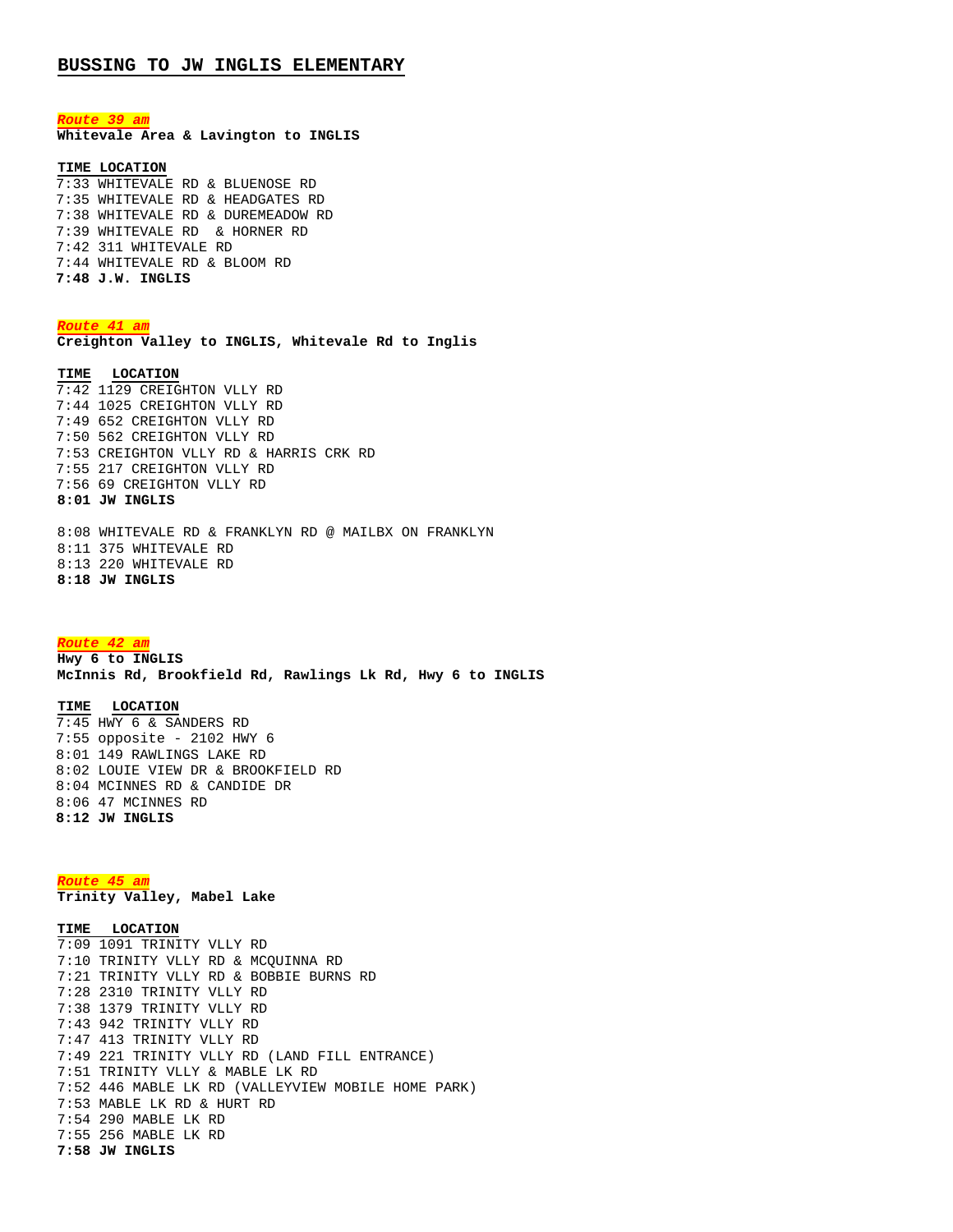# BUSSING TO JW INGLIS ELEMENTARY

***Route 39 am***

**Whitevale Area & Lavington to INGLIS**

**TIME LOCATION**

7:33 WHITEVALE RD & BLUENOSE RD
7:35 WHITEVALE RD & HEADGATES RD
7:38 WHITEVALE RD & DUREMEADOW RD
7:39 WHITEVALE RD & HORNER RD
7:42 311 WHITEVALE RD
7:44 WHITEVALE RD & BLOOM RD
**7:48 J.W. INGLIS**

***Route 41 am***

**Creighton Valley to INGLIS, Whitevale Rd to Inglis**

**TIME LOCATION**

7:42 1129 CREIGHTON VLLY RD
7:44 1025 CREIGHTON VLLY RD
7:49 652 CREIGHTON VLLY RD
7:50 562 CREIGHTON VLLY RD
7:53 CREIGHTON VLLY RD & HARRIS CRK RD
7:55 217 CREIGHTON VLLY RD
7:56 69 CREIGHTON VLLY RD
**8:01 JW INGLIS**

8:08 WHITEVALE RD & FRANKLYN RD @ MAILBX ON FRANKLYN
8:11 375 WHITEVALE RD
8:13 220 WHITEVALE RD
**8:18 JW INGLIS**

***Route 42 am***

**Hwy 6 to INGLIS**
**McInnis Rd, Brookfield Rd, Rawlings Lk Rd, Hwy 6 to INGLIS**

**TIME LOCATION**

7:45 HWY 6 & SANDERS RD
7:55 opposite - 2102 HWY 6
8:01 149 RAWLINGS LAKE RD
8:02 LOUIE VIEW DR & BROOKFIELD RD
8:04 MCINNES RD & CANDIDE DR
8:06 47 MCINNES RD
**8:12 JW INGLIS**

***Route 45 am***

**Trinity Valley, Mabel Lake**

**TIME LOCATION**

7:09 1091 TRINITY VLLY RD
7:10 TRINITY VLLY RD & MCQUINNA RD
7:21 TRINITY VLLY RD & BOBBIE BURNS RD
7:28 2310 TRINITY VLLY RD
7:38 1379 TRINITY VLLY RD
7:43 942 TRINITY VLLY RD
7:47 413 TRINITY VLLY RD
7:49 221 TRINITY VLLY RD (LAND FILL ENTRANCE)
7:51 TRINITY VLLY & MABLE LK RD
7:52 446 MABLE LK RD (VALLEYVIEW MOBILE HOME PARK)
7:53 MABLE LK RD & HURT RD
7:54 290 MABLE LK RD
7:55 256 MABLE LK RD
**7:58 JW INGLIS**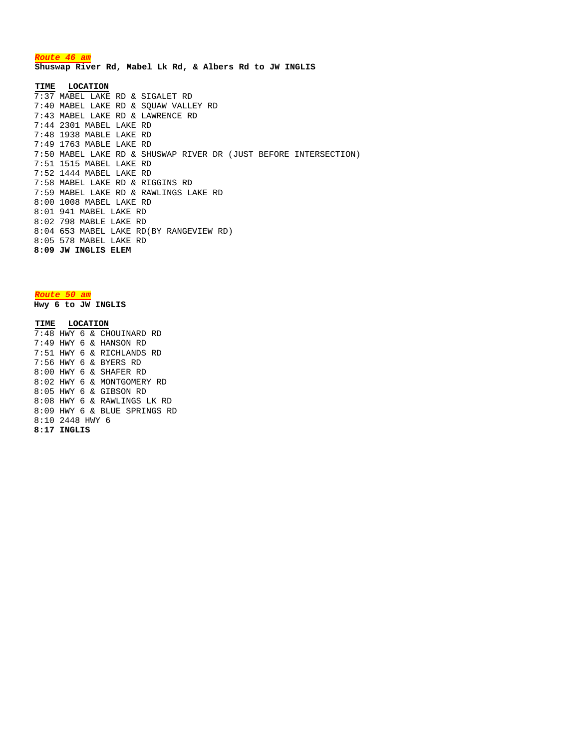***Route 46 am***

**Shuswap River Rd, Mabel Lk Rd, & Albers Rd to JW INGLIS**

| TIME | LOCATION |
|---|---|
| 7:37 | MABEL LAKE RD & SIGALET RD |
| 7:40 | MABEL LAKE RD & SQUAW VALLEY RD |
| 7:43 | MABEL LAKE RD & LAWRENCE RD |
| 7:44 | 2301 MABEL LAKE RD |
| 7:48 | 1938 MABLE LAKE RD |
| 7:49 | 1763 MABLE LAKE RD |
| 7:50 | MABEL LAKE RD & SHUSWAP RIVER DR (JUST BEFORE INTERSECTION) |
| 7:51 | 1515 MABEL LAKE RD |
| 7:52 | 1444 MABEL LAKE RD |
| 7:58 | MABEL LAKE RD & RIGGINS RD |
| 7:59 | MABEL LAKE RD & RAWLINGS LAKE RD |
| 8:00 | 1008 MABEL LAKE RD |
| 8:01 | 941 MABEL LAKE RD |
| 8:02 | 798 MABLE LAKE RD |
| 8:04 | 653 MABEL LAKE RD(BY RANGEVIEW RD) |
| 8:05 | 578 MABEL LAKE RD |
| **8:09** | **JW INGLIS ELEM** |

***Route 50 am***

**Hwy 6 to JW INGLIS**

| TIME | LOCATION |
|---|---|
| 7:48 | HWY 6 & CHOUINARD RD |
| 7:49 | HWY 6 & HANSON RD |
| 7:51 | HWY 6 & RICHLANDS RD |
| 7:56 | HWY 6 & BYERS RD |
| 8:00 | HWY 6 & SHAFER RD |
| 8:02 | HWY 6 & MONTGOMERY RD |
| 8:05 | HWY 6 & GIBSON RD |
| 8:08 | HWY 6 & RAWLINGS LK RD |
| 8:09 | HWY 6 & BLUE SPRINGS RD |
| 8:10 | 2448 HWY 6 |
| **8:17** | **INGLIS** |